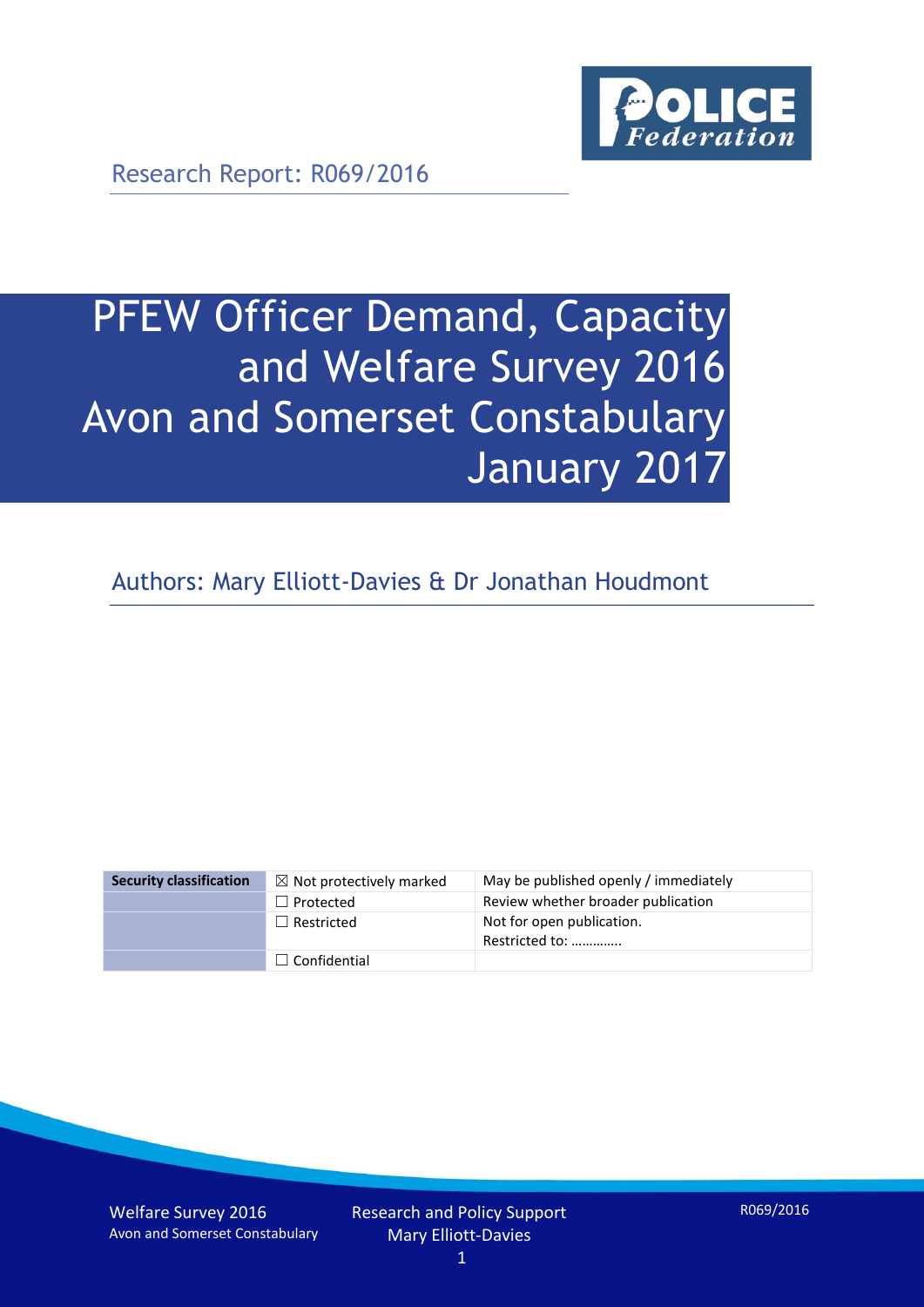Research Report: R069/2016

# PFEW Officer Demand, Capacity and Welfare Survey 2016 Avon and Somerset Constabulary January 2017

Authors: Mary Elliott-Davies & Dr Jonathan Houdmont

| Security classification | ☒ Not protectively marked | May be published openly / immediately |
|---|---|---|
| | ☐ Protected | Review whether broader publication |
| | ☐ Restricted | Not for open publication. Restricted to: ………….. |
| | ☐ Confidential | |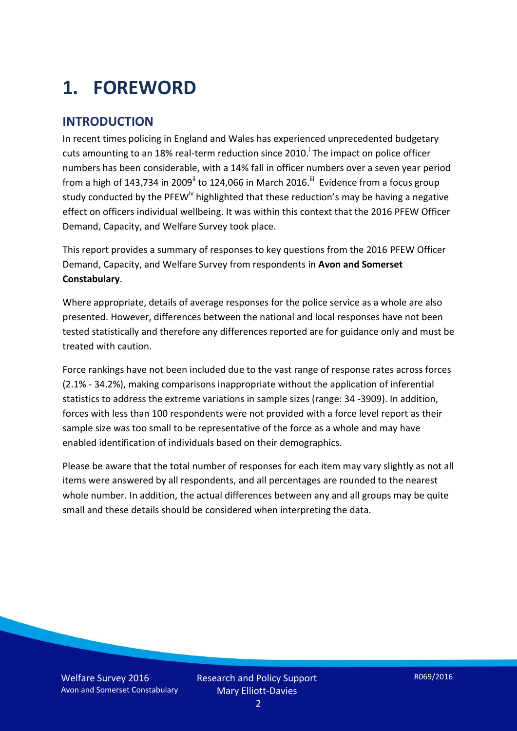# 1. FOREWORD

## INTRODUCTION

In recent times policing in England and Wales has experienced unprecedented budgetary cuts amounting to an 18% real-term reduction since 2010.[i] The impact on police officer numbers has been considerable, with a 14% fall in officer numbers over a seven year period from a high of 143,734 in 2009[ii] to 124,066 in March 2016.[iii] Evidence from a focus group study conducted by the PFEW[iv] highlighted that these reduction's may be having a negative effect on officers individual wellbeing. It was within this context that the 2016 PFEW Officer Demand, Capacity, and Welfare Survey took place.

This report provides a summary of responses to key questions from the 2016 PFEW Officer Demand, Capacity, and Welfare Survey from respondents in **Avon and Somerset Constabulary**.

Where appropriate, details of average responses for the police service as a whole are also presented. However, differences between the national and local responses have not been tested statistically and therefore any differences reported are for guidance only and must be treated with caution.

Force rankings have not been included due to the vast range of response rates across forces (2.1% - 34.2%), making comparisons inappropriate without the application of inferential statistics to address the extreme variations in sample sizes (range: 34 -3909). In addition, forces with less than 100 respondents were not provided with a force level report as their sample size was too small to be representative of the force as a whole and may have enabled identification of individuals based on their demographics.

Please be aware that the total number of responses for each item may vary slightly as not all items were answered by all respondents, and all percentages are rounded to the nearest whole number. In addition, the actual differences between any and all groups may be quite small and these details should be considered when interpreting the data.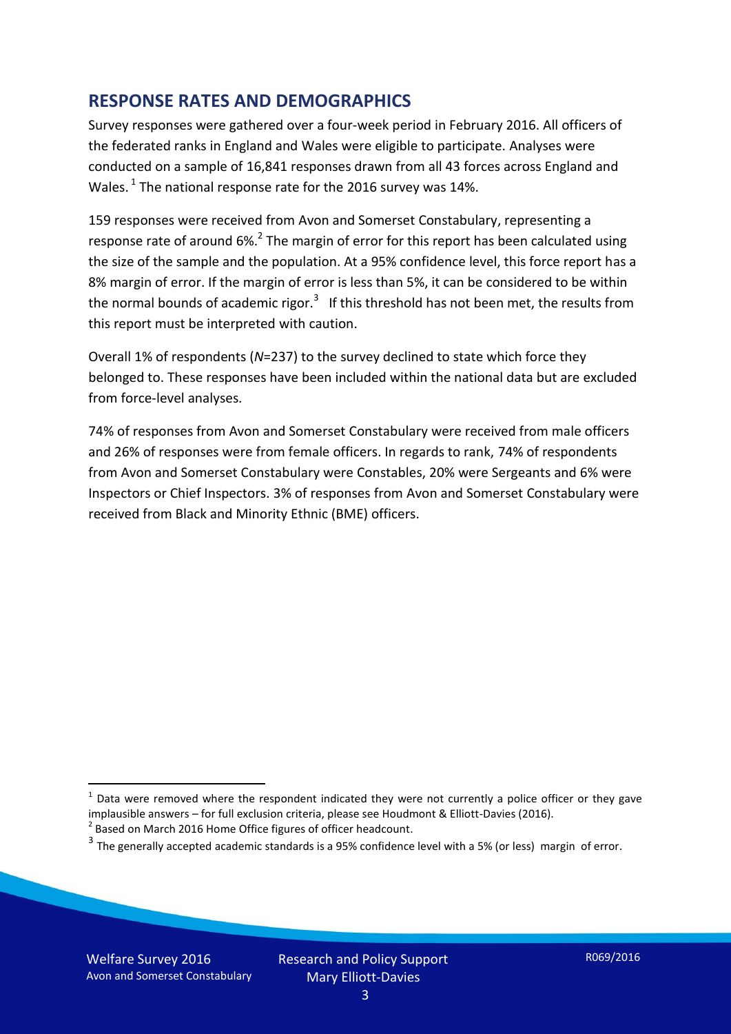## RESPONSE RATES AND DEMOGRAPHICS

Survey responses were gathered over a four-week period in February 2016. All officers of the federated ranks in England and Wales were eligible to participate. Analyses were conducted on a sample of 16,841 responses drawn from all 43 forces across England and Wales. [1] The national response rate for the 2016 survey was 14%.

159 responses were received from Avon and Somerset Constabulary, representing a response rate of around 6%.[2] The margin of error for this report has been calculated using the size of the sample and the population. At a 95% confidence level, this force report has a 8% margin of error. If the margin of error is less than 5%, it can be considered to be within the normal bounds of academic rigor.[3] If this threshold has not been met, the results from this report must be interpreted with caution.

Overall 1% of respondents (*N*=237) to the survey declined to state which force they belonged to. These responses have been included within the national data but are excluded from force-level analyses.

74% of responses from Avon and Somerset Constabulary were received from male officers and 26% of responses were from female officers. In regards to rank, 74% of respondents from Avon and Somerset Constabulary were Constables, 20% were Sergeants and 6% were Inspectors or Chief Inspectors. 3% of responses from Avon and Somerset Constabulary were received from Black and Minority Ethnic (BME) officers.

---

[1] Data were removed where the respondent indicated they were not currently a police officer or they gave implausible answers – for full exclusion criteria, please see Houdmont & Elliott-Davies (2016).

[2] Based on March 2016 Home Office figures of officer headcount.

[3] The generally accepted academic standards is a 95% confidence level with a 5% (or less) margin of error.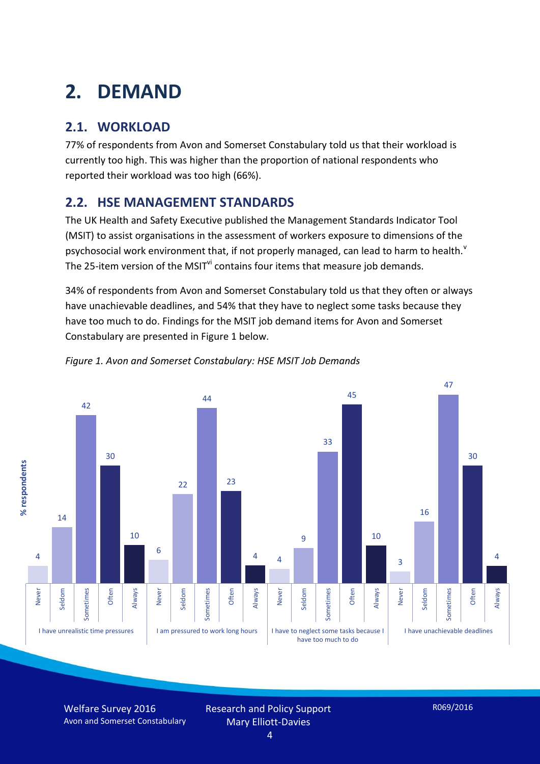# 2. DEMAND

## 2.1. WORKLOAD

77% of respondents from Avon and Somerset Constabulary told us that their workload is currently too high. This was higher than the proportion of national respondents who reported their workload was too high (66%).

## 2.2. HSE MANAGEMENT STANDARDS

The UK Health and Safety Executive published the Management Standards Indicator Tool (MSIT) to assist organisations in the assessment of workers exposure to dimensions of the psychosocial work environment that, if not properly managed, can lead to harm to health.[v] The 25-item version of the MSIT[vi] contains four items that measure job demands.

34% of respondents from Avon and Somerset Constabulary told us that they often or always have unachievable deadlines, and 54% that they have to neglect some tasks because they have too much to do. Findings for the MSIT job demand items for Avon and Somerset Constabulary are presented in Figure 1 below.

*Figure 1. Avon and Somerset Constabulary: HSE MSIT Job Demands*

| % respondents | Never | Seldom | Sometimes | Often | Always |
|---|---|---|---|---|---|
| I have unrealistic time pressures | 4 | 14 | 42 | 30 | 10 |
| I am pressured to work long hours | 6 | 22 | 44 | 23 | 4 |
| I have to neglect some tasks because I have too much to do | 4 | 9 | 33 | 45 | 10 |
| I have unachievable deadlines | 3 | 16 | 47 | 30 | 4 |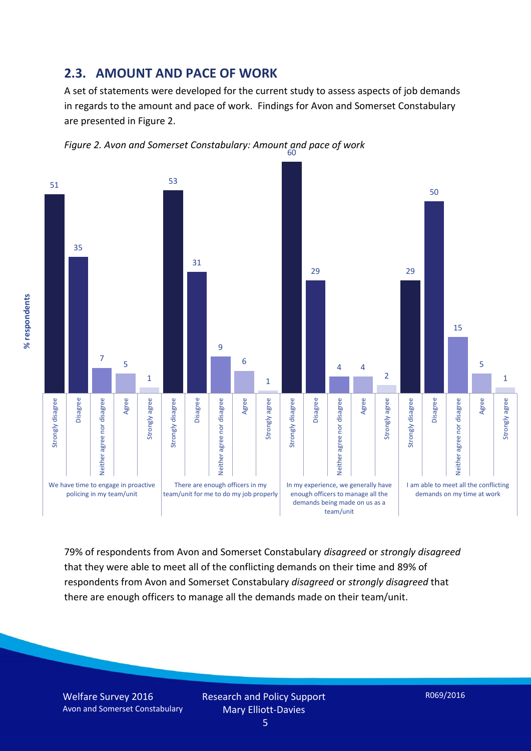## 2.3. AMOUNT AND PACE OF WORK

A set of statements were developed for the current study to assess aspects of job demands in regards to the amount and pace of work. Findings for Avon and Somerset Constabulary are presented in Figure 2.

*Figure 2. Avon and Somerset Constabulary: Amount and pace of work*

| % respondents | Strongly disagree | Disagree | Neither agree nor disagree | Agree | Strongly agree |
|---|---|---|---|---|---|
| We have time to engage in proactive policing in my team/unit | 51 | 35 | 7 | 5 | 1 |
| There are enough officers in my team/unit for me to do my job properly | 53 | 31 | 9 | 6 | 1 |
| In my experience, we generally have enough officers to manage all the demands being made on us as a team/unit | 60 | 29 | 4 | 4 | 2 |
| I am able to meet all the conflicting demands on my time at work | 29 | 50 | 15 | 5 | 1 |

79% of respondents from Avon and Somerset Constabulary *disagreed* or *strongly disagreed* that they were able to meet all of the conflicting demands on their time and 89% of respondents from Avon and Somerset Constabulary *disagreed* or *strongly disagreed* that there are enough officers to manage all the demands made on their team/unit.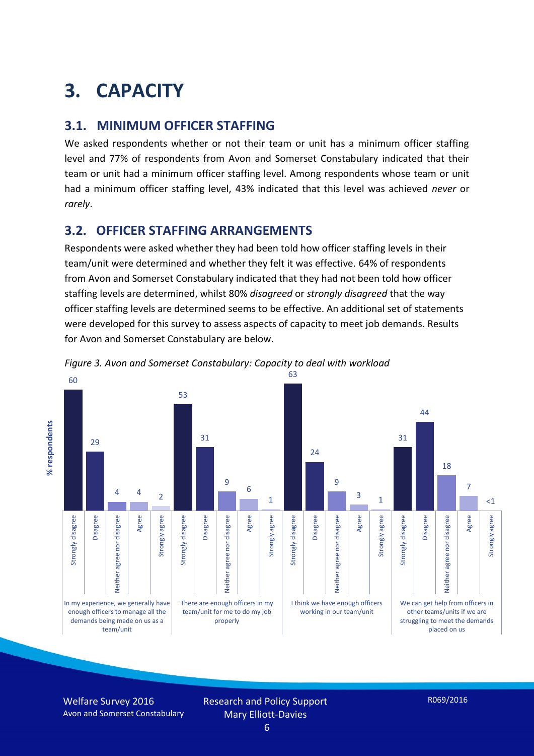# 3. CAPACITY

## 3.1. MINIMUM OFFICER STAFFING

We asked respondents whether or not their team or unit has a minimum officer staffing level and 77% of respondents from Avon and Somerset Constabulary indicated that their team or unit had a minimum officer staffing level. Among respondents whose team or unit had a minimum officer staffing level, 43% indicated that this level was achieved *never* or *rarely*.

## 3.2. OFFICER STAFFING ARRANGEMENTS

Respondents were asked whether they had been told how officer staffing levels in their team/unit were determined and whether they felt it was effective. 64% of respondents from Avon and Somerset Constabulary indicated that they had not been told how officer staffing levels are determined, whilst 80% *disagreed* or *strongly disagreed* that the way officer staffing levels are determined seems to be effective. An additional set of statements were developed for this survey to assess aspects of capacity to meet job demands. Results for Avon and Somerset Constabulary are below.

*Figure 3. Avon and Somerset Constabulary: Capacity to deal with workload*

| % respondents | Strongly disagree | Disagree | Neither agree nor disagree | Agree | Strongly agree |
|---|---|---|---|---|---|
| In my experience, we generally have enough officers to manage all the demands being made on us as a team/unit | 60 | 29 | 4 | 4 | 2 |
| There are enough officers in my team/unit for me to do my job properly | 53 | 31 | 9 | 6 | 1 |
| I think we have enough officers working in our team/unit | 63 | 24 | 9 | 3 | 1 |
| We can get help from officers in other teams/units if we are struggling to meet the demands placed on us | 31 | 44 | 18 | 7 | <1 |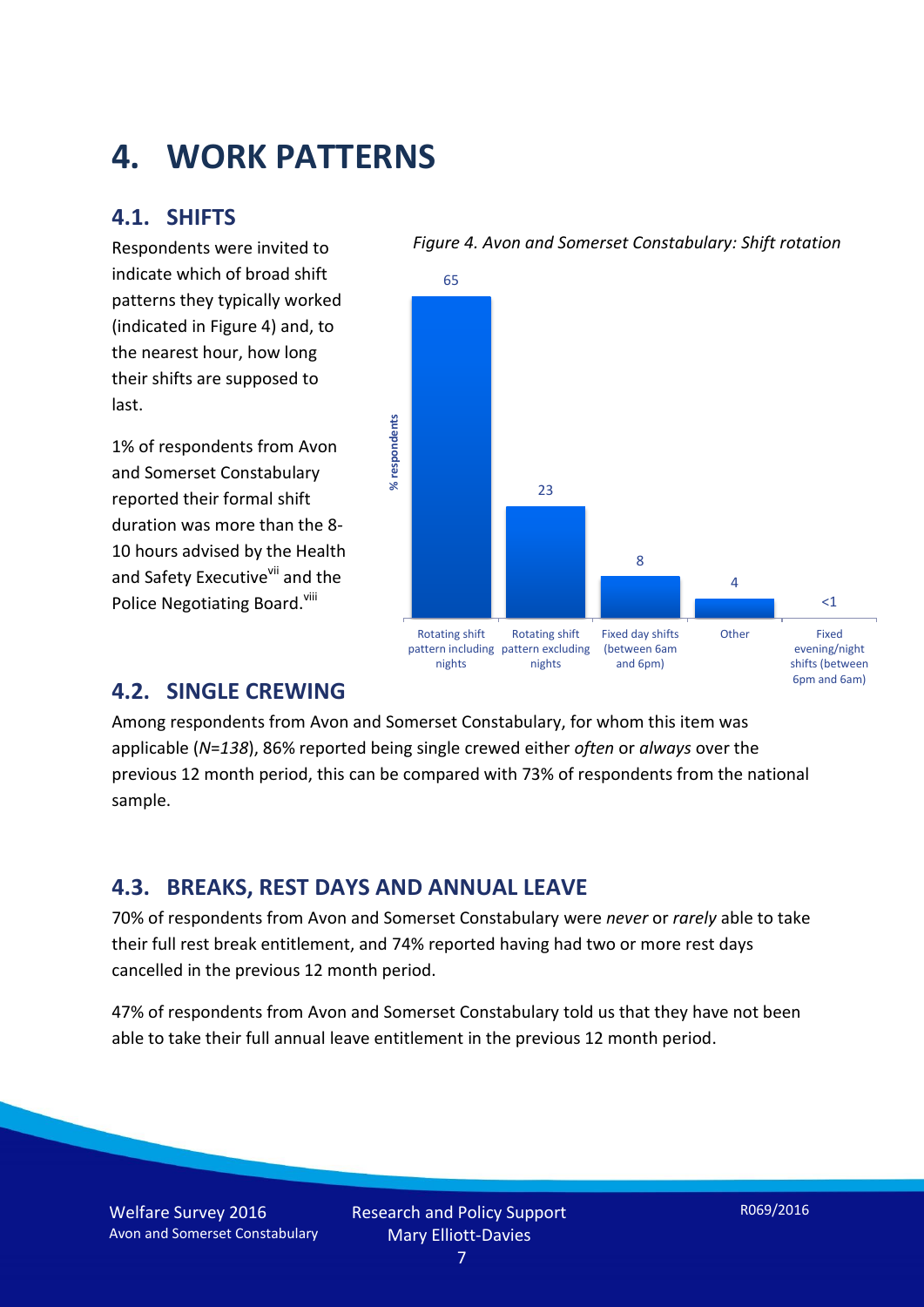# 4. WORK PATTERNS

## 4.1. SHIFTS

Respondents were invited to indicate which of broad shift patterns they typically worked (indicated in Figure 4) and, to the nearest hour, how long their shifts are supposed to last.

1% of respondents from Avon and Somerset Constabulary reported their formal shift duration was more than the 8-10 hours advised by the Health and Safety Executive[vii] and the Police Negotiating Board.[viii]

*Figure 4. Avon and Somerset Constabulary: Shift rotation*

| Shift pattern | % respondents |
|---|---|
| Rotating shift pattern including nights | 65 |
| Rotating shift pattern excluding nights | 23 |
| Fixed day shifts (between 6am and 6pm) | 8 |
| Other | 4 |
| Fixed evening/night shifts (between 6pm and 6am) | <1 |

## 4.2. SINGLE CREWING

Among respondents from Avon and Somerset Constabulary, for whom this item was applicable (*N=138*), 86% reported being single crewed either *often* or *always* over the previous 12 month period, this can be compared with 73% of respondents from the national sample.

## 4.3. BREAKS, REST DAYS AND ANNUAL LEAVE

70% of respondents from Avon and Somerset Constabulary were *never* or *rarely* able to take their full rest break entitlement, and 74% reported having had two or more rest days cancelled in the previous 12 month period.

47% of respondents from Avon and Somerset Constabulary told us that they have not been able to take their full annual leave entitlement in the previous 12 month period.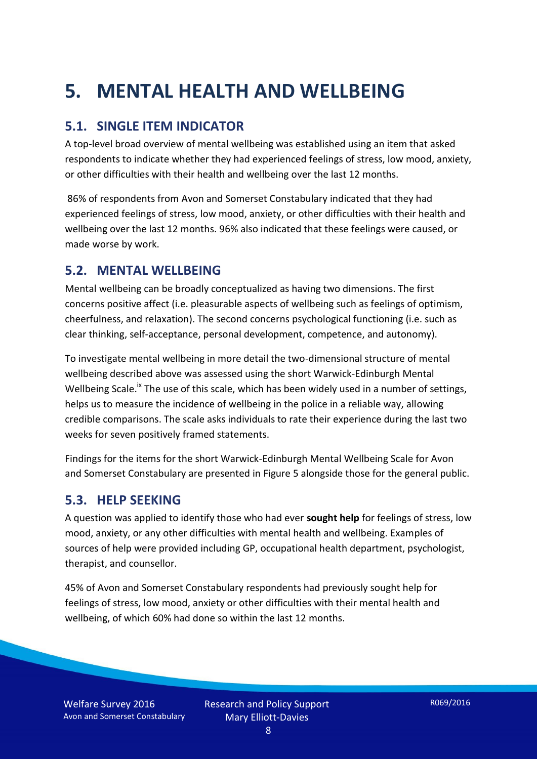# 5. MENTAL HEALTH AND WELLBEING

## 5.1. SINGLE ITEM INDICATOR

A top-level broad overview of mental wellbeing was established using an item that asked respondents to indicate whether they had experienced feelings of stress, low mood, anxiety, or other difficulties with their health and wellbeing over the last 12 months.

86% of respondents from Avon and Somerset Constabulary indicated that they had experienced feelings of stress, low mood, anxiety, or other difficulties with their health and wellbeing over the last 12 months. 96% also indicated that these feelings were caused, or made worse by work.

## 5.2. MENTAL WELLBEING

Mental wellbeing can be broadly conceptualized as having two dimensions. The first concerns positive affect (i.e. pleasurable aspects of wellbeing such as feelings of optimism, cheerfulness, and relaxation). The second concerns psychological functioning (i.e. such as clear thinking, self-acceptance, personal development, competence, and autonomy).

To investigate mental wellbeing in more detail the two-dimensional structure of mental wellbeing described above was assessed using the short Warwick-Edinburgh Mental Wellbeing Scale.[ix] The use of this scale, which has been widely used in a number of settings, helps us to measure the incidence of wellbeing in the police in a reliable way, allowing credible comparisons. The scale asks individuals to rate their experience during the last two weeks for seven positively framed statements.

Findings for the items for the short Warwick-Edinburgh Mental Wellbeing Scale for Avon and Somerset Constabulary are presented in Figure 5 alongside those for the general public.

## 5.3. HELP SEEKING

A question was applied to identify those who had ever **sought help** for feelings of stress, low mood, anxiety, or any other difficulties with mental health and wellbeing. Examples of sources of help were provided including GP, occupational health department, psychologist, therapist, and counsellor.

45% of Avon and Somerset Constabulary respondents had previously sought help for feelings of stress, low mood, anxiety or other difficulties with their mental health and wellbeing, of which 60% had done so within the last 12 months.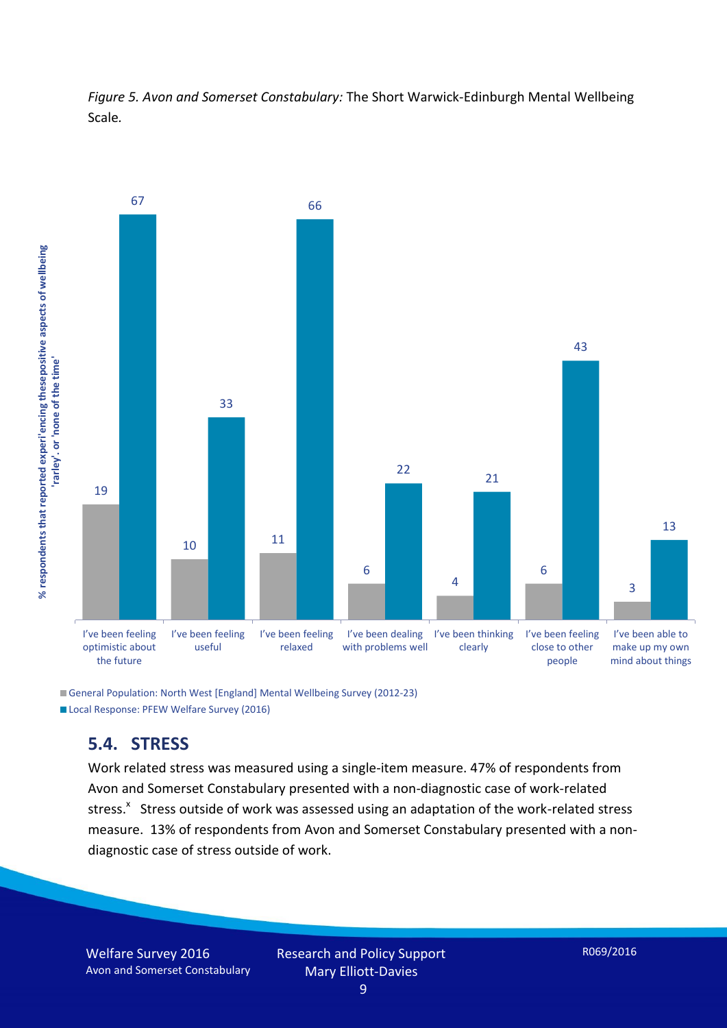*Figure 5. Avon and Somerset Constabulary:* The Short Warwick-Edinburgh Mental Wellbeing Scale.

| % respondents that reported experiencing these positive aspects of wellbeing 'rarley'. or 'none of the time' | General Population: North West [England] Mental Wellbeing Survey (2012-23) | Local Response: PFEW Welfare Survey (2016) |
|---|---|---|
| I've been feeling optimistic about the future | 19 | 67 |
| I've been feeling useful | 10 | 33 |
| I've been feeling relaxed | 11 | 66 |
| I've been dealing with problems well | 6 | 22 |
| I've been thinking clearly | 4 | 21 |
| I've been feeling close to other people | 6 | 43 |
| I've been able to make up my own mind about things | 3 | 13 |

## 5.4. STRESS

Work related stress was measured using a single-item measure. 47% of respondents from Avon and Somerset Constabulary presented with a non-diagnostic case of work-related stress.[x] Stress outside of work was assessed using an adaptation of the work-related stress measure. 13% of respondents from Avon and Somerset Constabulary presented with a non-diagnostic case of stress outside of work.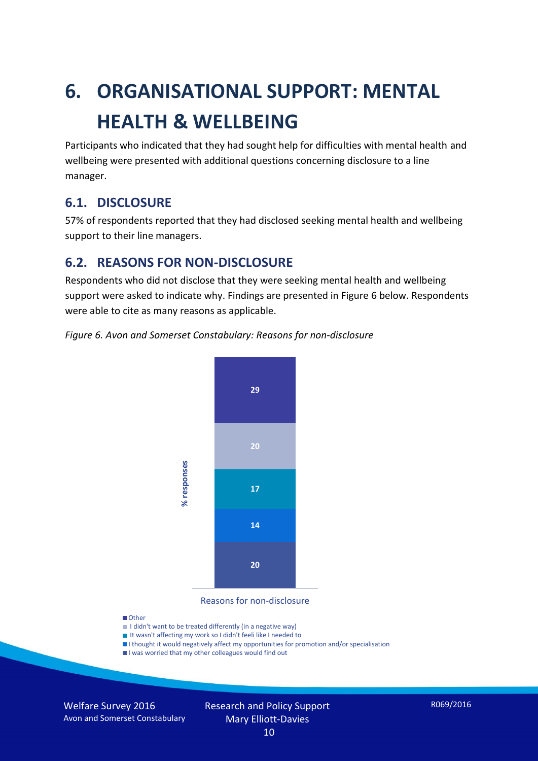# 6. ORGANISATIONAL SUPPORT: MENTAL HEALTH & WELLBEING

Participants who indicated that they had sought help for difficulties with mental health and wellbeing were presented with additional questions concerning disclosure to a line manager.

## 6.1. DISCLOSURE

57% of respondents reported that they had disclosed seeking mental health and wellbeing support to their line managers.

## 6.2. REASONS FOR NON-DISCLOSURE

Respondents who did not disclose that they were seeking mental health and wellbeing support were asked to indicate why. Findings are presented in Figure 6 below. Respondents were able to cite as many reasons as applicable.

*Figure 6. Avon and Somerset Constabulary: Reasons for non-disclosure*

| Reasons for non-disclosure | % responses |
|---|---|
| Other | 29 |
| I didn't want to be treated differently (in a negative way) | 20 |
| It wasn't affecting my work so I didn't feeli like I needed to | 17 |
| I thought it would negatively affect my opportunities for promotion and/or specialisation | 14 |
| I was worried that my other colleagues would find out | 20 |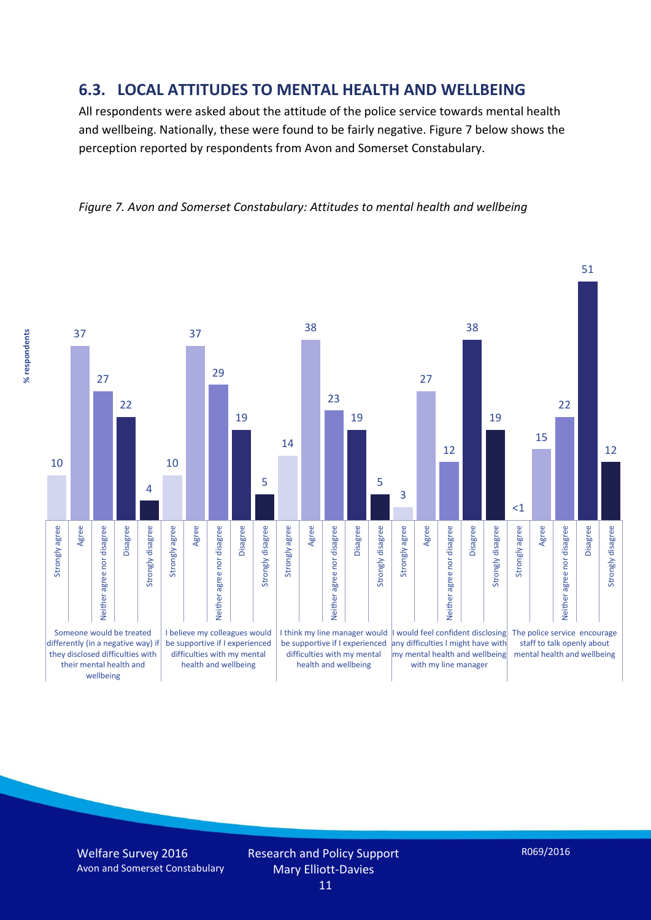## 6.3. LOCAL ATTITUDES TO MENTAL HEALTH AND WELLBEING

All respondents were asked about the attitude of the police service towards mental health and wellbeing. Nationally, these were found to be fairly negative. Figure 7 below shows the perception reported by respondents from Avon and Somerset Constabulary.

*Figure 7. Avon and Somerset Constabulary: Attitudes to mental health and wellbeing*

| % respondents | Strongly agree | Agree | Neither agree nor disagree | Disagree | Strongly disagree |
|---|---|---|---|---|---|
| Someone would be treated differently (in a negative way) if they disclosed difficulties with their mental health and wellbeing | 10 | 37 | 27 | 22 | 4 |
| I believe my colleagues would be supportive if I experienced difficulties with my mental health and wellbeing | 10 | 37 | 29 | 19 | 5 |
| I think my line manager would be supportive if I experienced difficulties with my mental health and wellbeing | 14 | 38 | 23 | 19 | 5 |
| I would feel confident disclosing any difficulties I might have with my mental health and wellbeing with my line manager | 3 | 27 | 12 | 38 | 19 |
| The police service encourage staff to talk openly about mental health and wellbeing | <1 | 15 | 22 | 51 | 12 |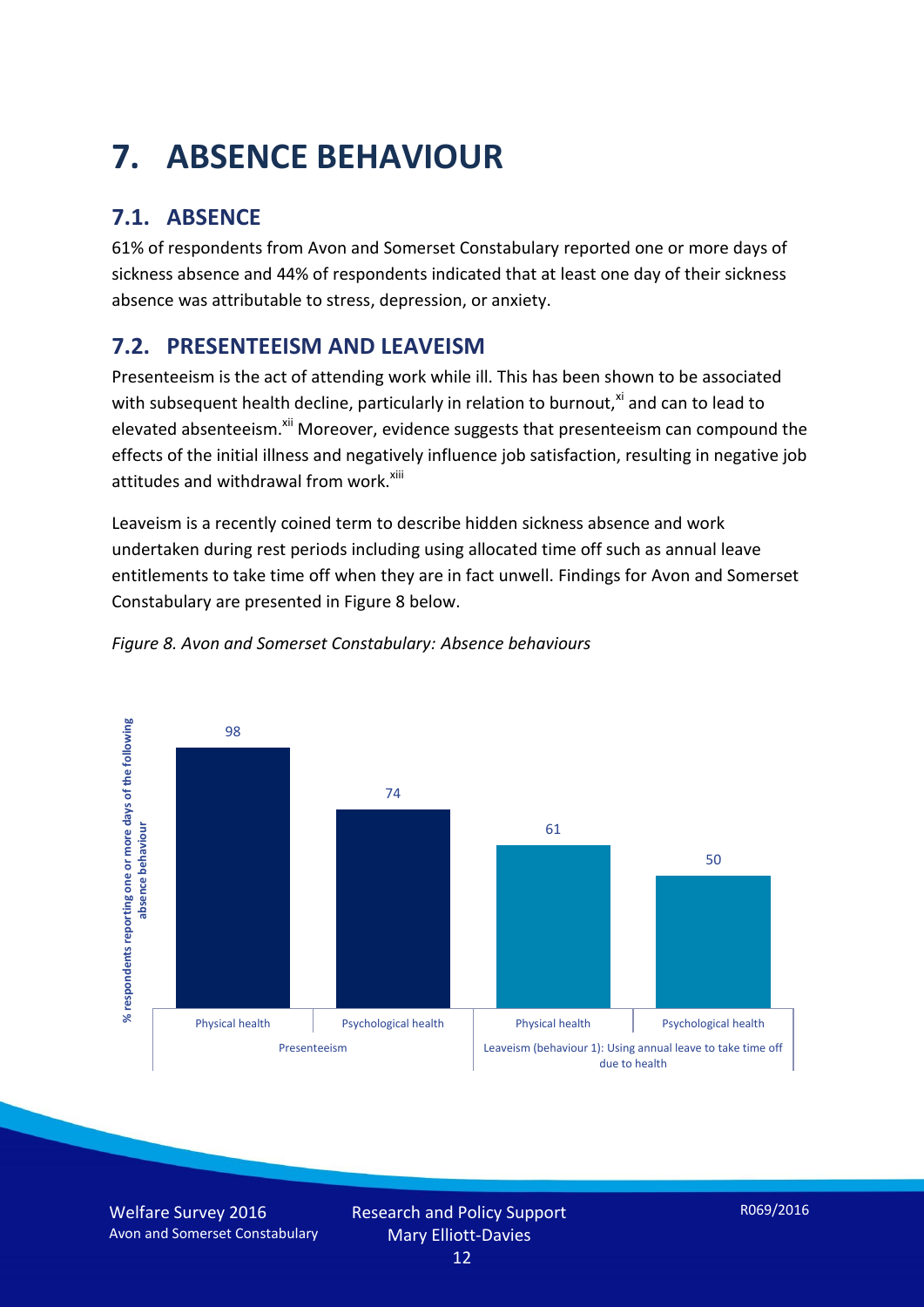# 7. ABSENCE BEHAVIOUR

## 7.1. ABSENCE

61% of respondents from Avon and Somerset Constabulary reported one or more days of sickness absence and 44% of respondents indicated that at least one day of their sickness absence was attributable to stress, depression, or anxiety.

## 7.2. PRESENTEEISM AND LEAVEISM

Presenteeism is the act of attending work while ill. This has been shown to be associated with subsequent health decline, particularly in relation to burnout,[xi] and can to lead to elevated absenteeism.[xii] Moreover, evidence suggests that presenteeism can compound the effects of the initial illness and negatively influence job satisfaction, resulting in negative job attitudes and withdrawal from work.[xiii]

Leaveism is a recently coined term to describe hidden sickness absence and work undertaken during rest periods including using allocated time off such as annual leave entitlements to take time off when they are in fact unwell. Findings for Avon and Somerset Constabulary are presented in Figure 8 below.

*Figure 8. Avon and Somerset Constabulary: Absence behaviours*

| | Presenteeism | | Leaveism (behaviour 1): Using annual leave to take time off due to health | |
|---|---|---|---|---|
| | Physical health | Psychological health | Physical health | Psychological health |
| % respondents reporting one or more days of the following absence behaviour | 98 | 74 | 61 | 50 |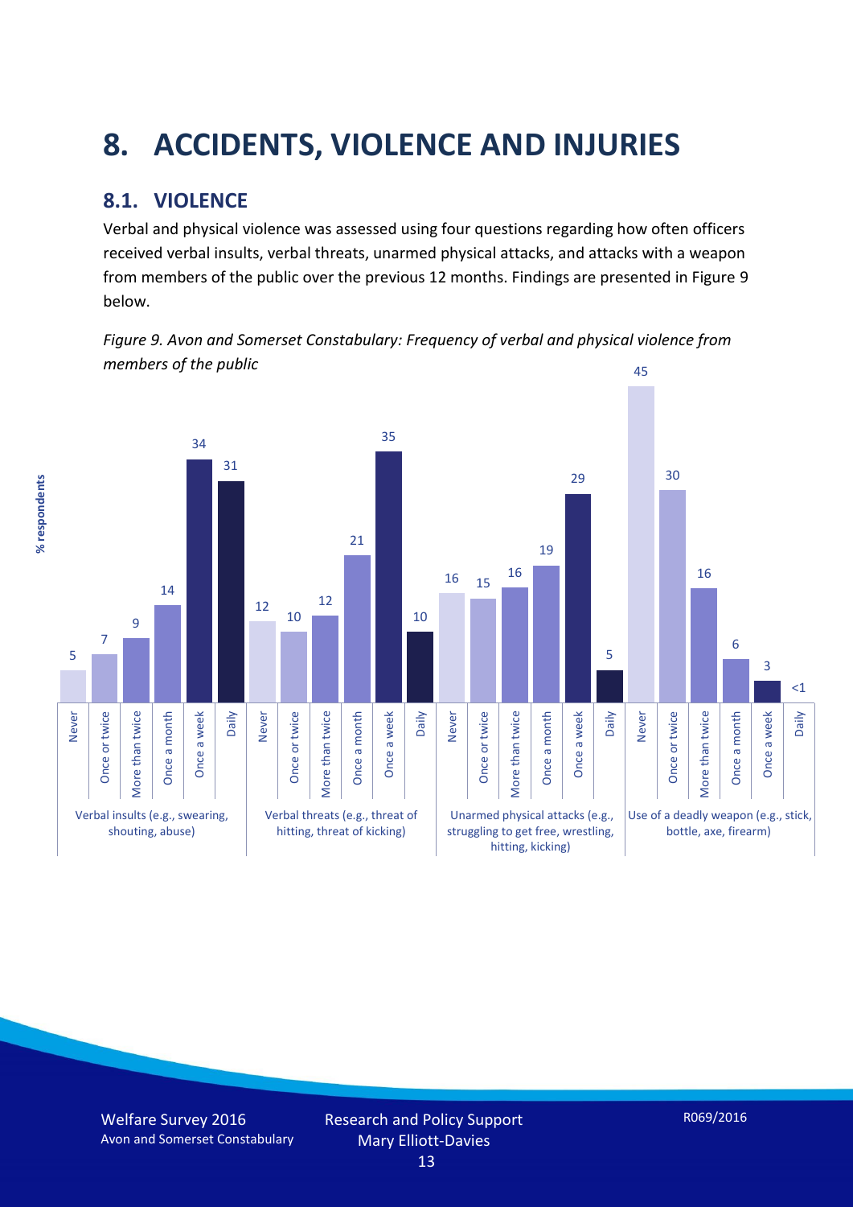# 8. ACCIDENTS, VIOLENCE AND INJURIES

## 8.1. VIOLENCE

Verbal and physical violence was assessed using four questions regarding how often officers received verbal insults, verbal threats, unarmed physical attacks, and attacks with a weapon from members of the public over the previous 12 months. Findings are presented in Figure 9 below.

*Figure 9. Avon and Somerset Constabulary: Frequency of verbal and physical violence from members of the public*

| % respondents | Never | Once or twice | More than twice | Once a month | Once a week | Daily |
|---|---|---|---|---|---|---|
| Verbal insults (e.g., swearing, shouting, abuse) | 5 | 7 | 9 | 14 | 34 | 31 |
| Verbal threats (e.g., threat of hitting, threat of kicking) | 12 | 10 | 12 | 21 | 35 | 10 |
| Unarmed physical attacks (e.g., struggling to get free, wrestling, hitting, kicking) | 16 | 15 | 16 | 19 | 29 | 5 |
| Use of a deadly weapon (e.g., stick, bottle, axe, firearm) | 45 | 30 | 16 | 6 | 3 | <1 |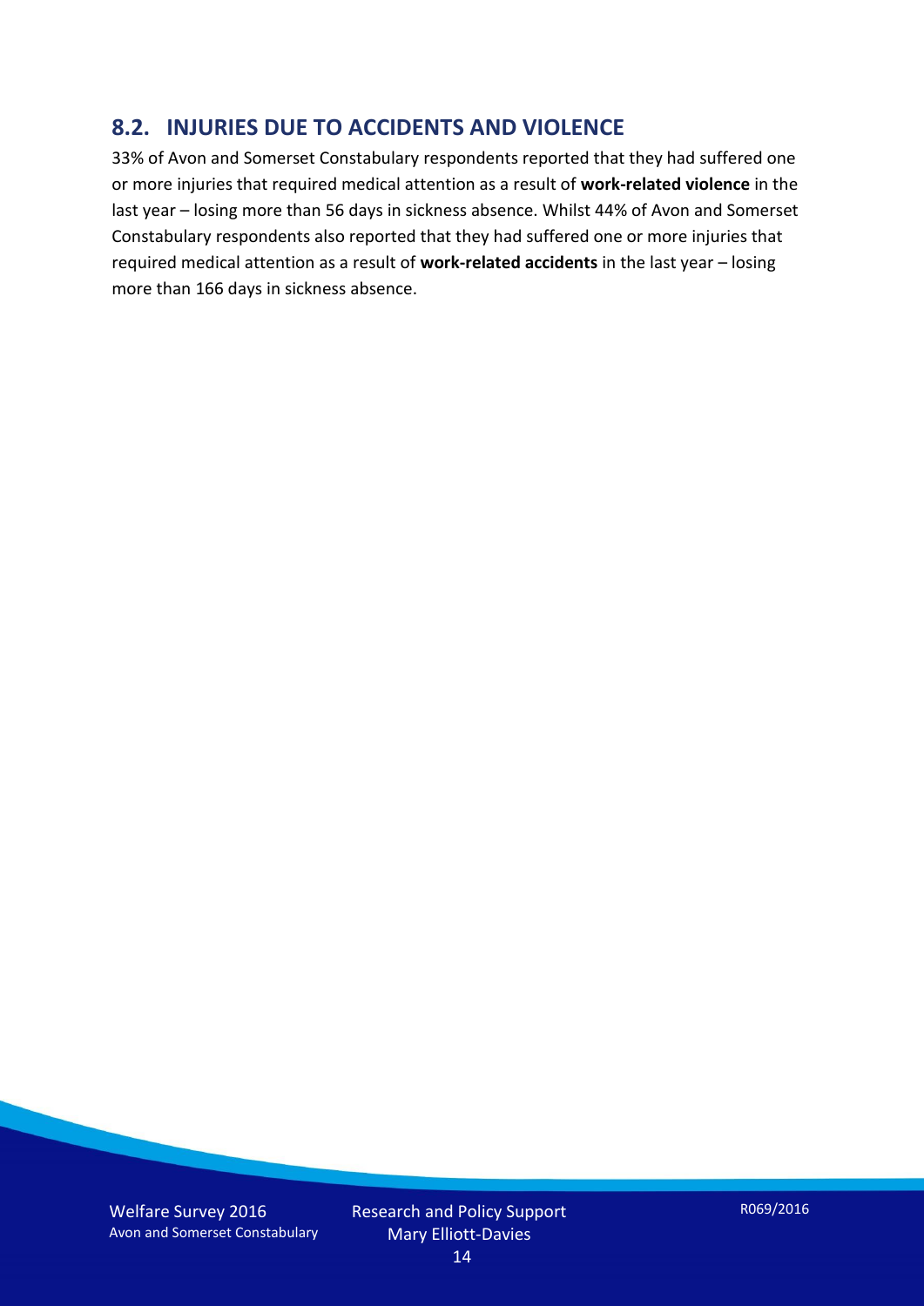## 8.2. INJURIES DUE TO ACCIDENTS AND VIOLENCE

33% of Avon and Somerset Constabulary respondents reported that they had suffered one or more injuries that required medical attention as a result of **work-related violence** in the last year – losing more than 56 days in sickness absence. Whilst 44% of Avon and Somerset Constabulary respondents also reported that they had suffered one or more injuries that required medical attention as a result of **work-related accidents** in the last year – losing more than 166 days in sickness absence.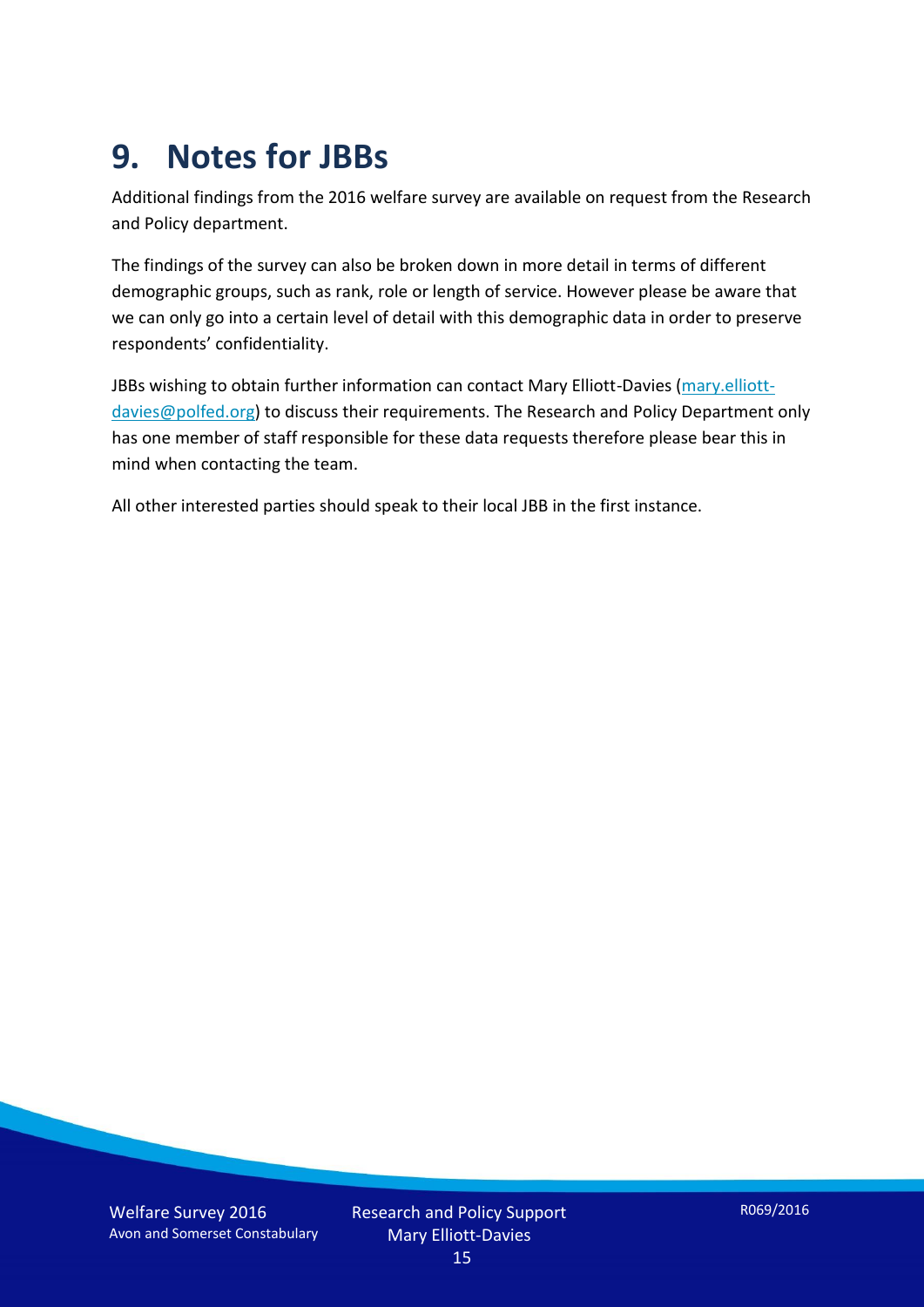# 9. Notes for JBBs

Additional findings from the 2016 welfare survey are available on request from the Research and Policy department.

The findings of the survey can also be broken down in more detail in terms of different demographic groups, such as rank, role or length of service. However please be aware that we can only go into a certain level of detail with this demographic data in order to preserve respondents' confidentiality.

JBBs wishing to obtain further information can contact Mary Elliott-Davies (mary.elliott-davies@polfed.org) to discuss their requirements. The Research and Policy Department only has one member of staff responsible for these data requests therefore please bear this in mind when contacting the team.

All other interested parties should speak to their local JBB in the first instance.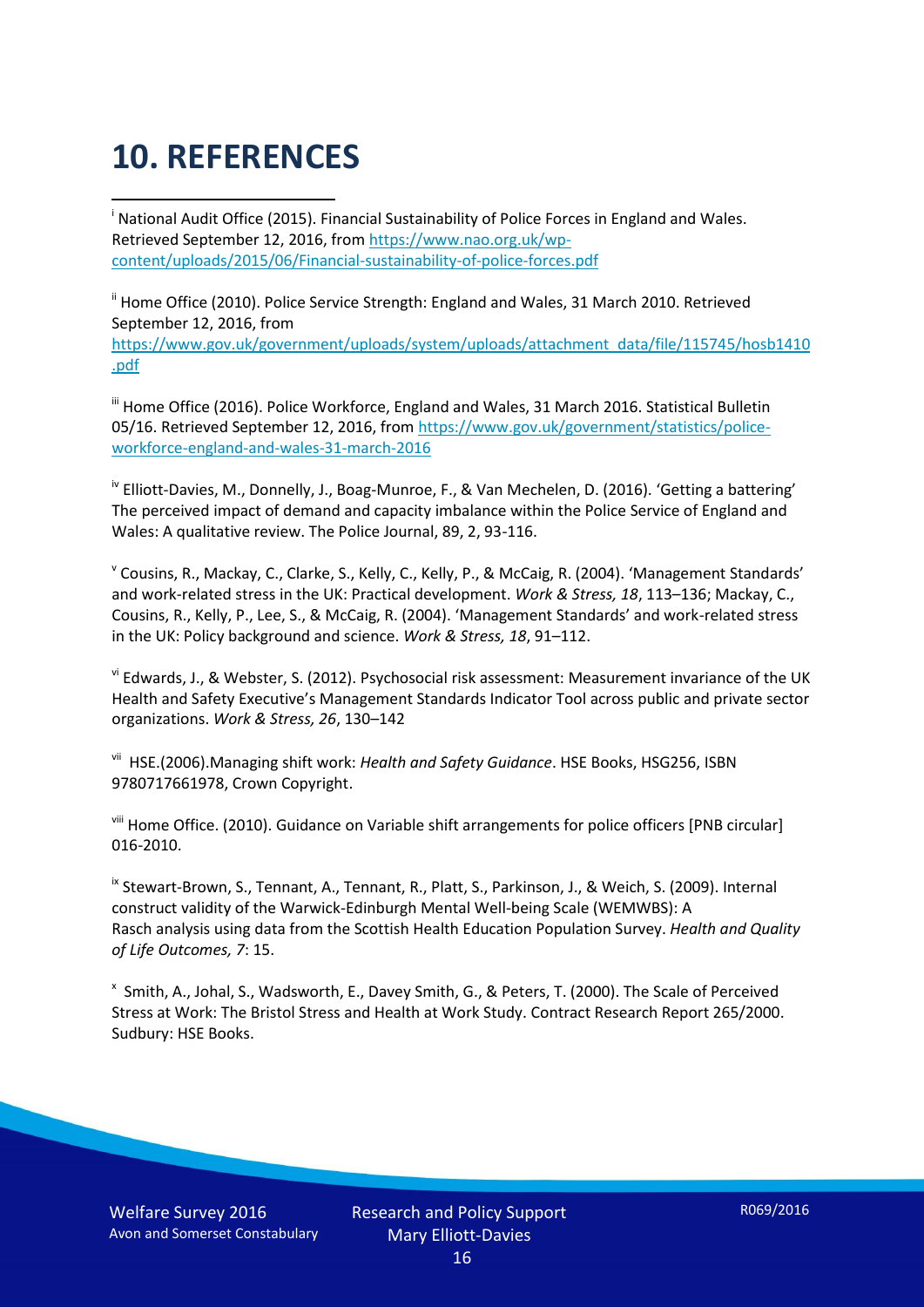# 10. REFERENCES

[i] National Audit Office (2015). Financial Sustainability of Police Forces in England and Wales. Retrieved September 12, 2016, from https://www.nao.org.uk/wp-content/uploads/2015/06/Financial-sustainability-of-police-forces.pdf

[ii] Home Office (2010). Police Service Strength: England and Wales, 31 March 2010. Retrieved September 12, 2016, from https://www.gov.uk/government/uploads/system/uploads/attachment_data/file/115745/hosb1410.pdf

[iii] Home Office (2016). Police Workforce, England and Wales, 31 March 2016. Statistical Bulletin 05/16. Retrieved September 12, 2016, from https://www.gov.uk/government/statistics/police-workforce-england-and-wales-31-march-2016

[iv] Elliott-Davies, M., Donnelly, J., Boag-Munroe, F., & Van Mechelen, D. (2016). 'Getting a battering' The perceived impact of demand and capacity imbalance within the Police Service of England and Wales: A qualitative review. The Police Journal, 89, 2, 93-116.

[v] Cousins, R., Mackay, C., Clarke, S., Kelly, C., Kelly, P., & McCaig, R. (2004). 'Management Standards' and work-related stress in the UK: Practical development. *Work & Stress, 18*, 113–136; Mackay, C., Cousins, R., Kelly, P., Lee, S., & McCaig, R. (2004). 'Management Standards' and work-related stress in the UK: Policy background and science. *Work & Stress, 18*, 91–112.

[vi] Edwards, J., & Webster, S. (2012). Psychosocial risk assessment: Measurement invariance of the UK Health and Safety Executive's Management Standards Indicator Tool across public and private sector organizations. *Work & Stress, 26*, 130–142

[vii] HSE.(2006).Managing shift work: *Health and Safety Guidance*. HSE Books, HSG256, ISBN 9780717661978, Crown Copyright.

[viii] Home Office. (2010). Guidance on Variable shift arrangements for police officers [PNB circular] 016-2010.

[ix] Stewart-Brown, S., Tennant, A., Tennant, R., Platt, S., Parkinson, J., & Weich, S. (2009). Internal construct validity of the Warwick-Edinburgh Mental Well-being Scale (WEMWBS): A Rasch analysis using data from the Scottish Health Education Population Survey. *Health and Quality of Life Outcomes, 7*: 15.

[x] Smith, A., Johal, S., Wadsworth, E., Davey Smith, G., & Peters, T. (2000). The Scale of Perceived Stress at Work: The Bristol Stress and Health at Work Study. Contract Research Report 265/2000. Sudbury: HSE Books.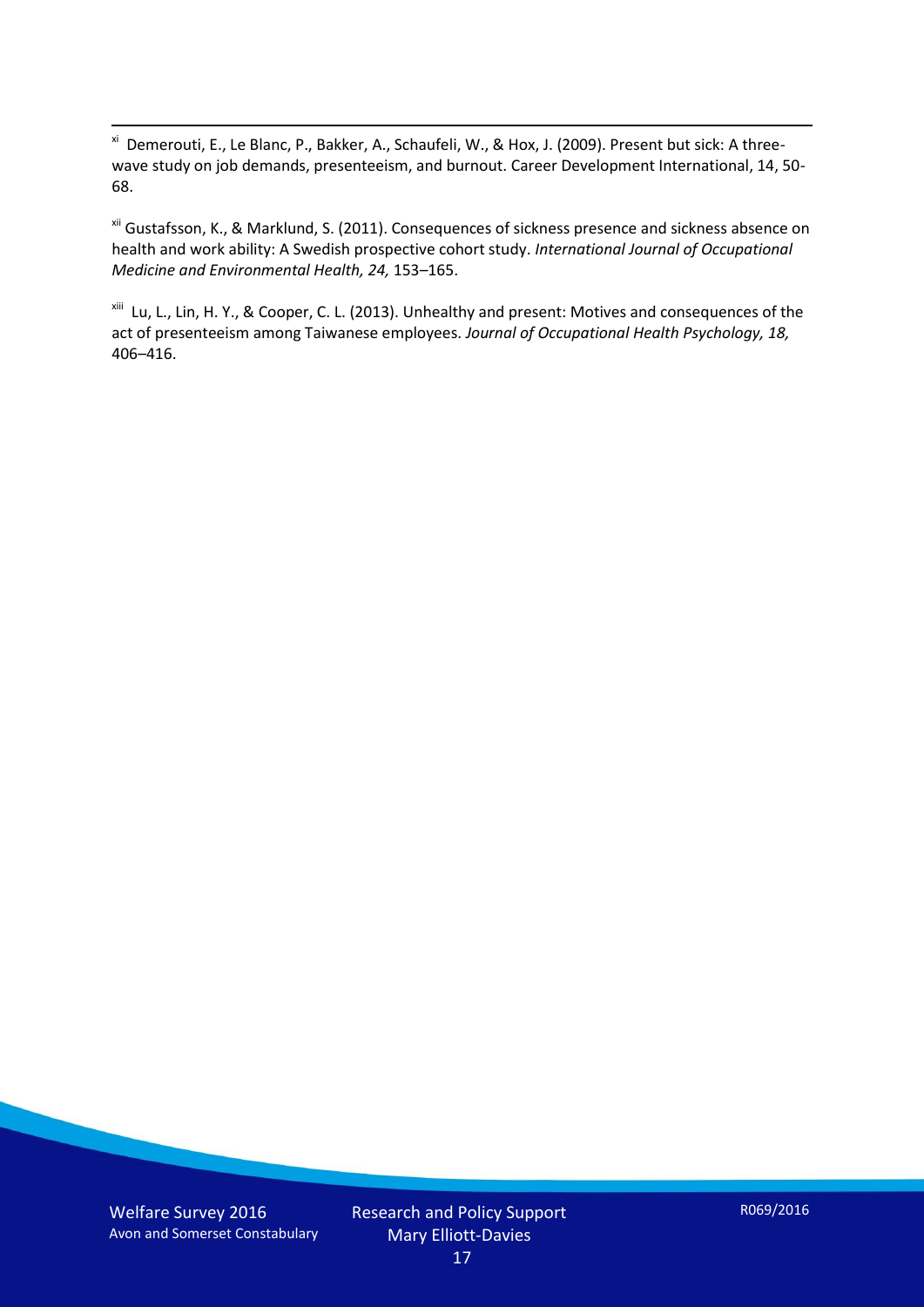[xi] Demerouti, E., Le Blanc, P., Bakker, A., Schaufeli, W., & Hox, J. (2009). Present but sick: A three-wave study on job demands, presenteeism, and burnout. Career Development International, 14, 50-68.

[xii] Gustafsson, K., & Marklund, S. (2011). Consequences of sickness presence and sickness absence on health and work ability: A Swedish prospective cohort study. *International Journal of Occupational Medicine and Environmental Health, 24,* 153–165.

[xiii] Lu, L., Lin, H. Y., & Cooper, C. L. (2013). Unhealthy and present: Motives and consequences of the act of presenteeism among Taiwanese employees. *Journal of Occupational Health Psychology, 18,* 406–416.